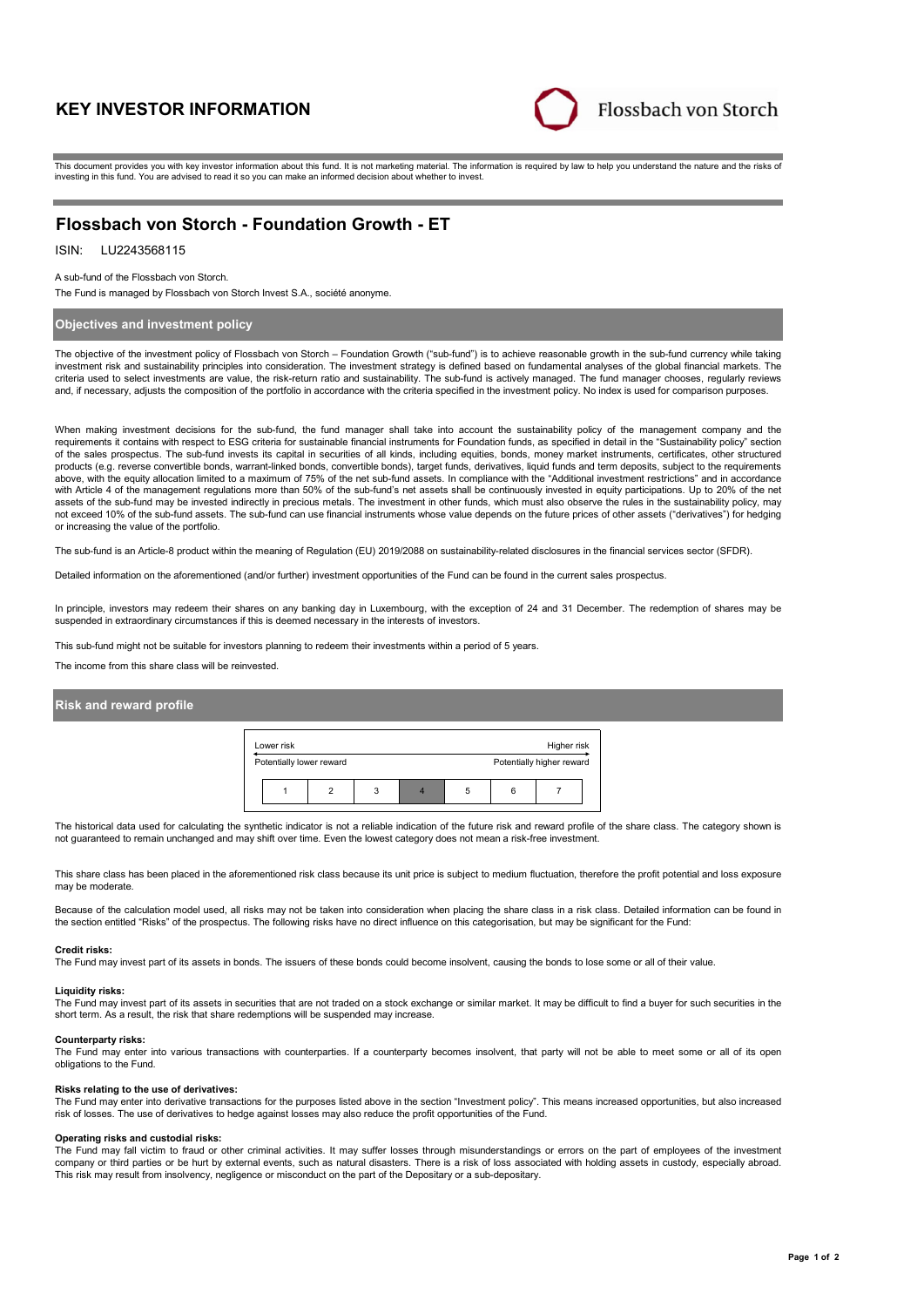# KEY INVESTOR INFORMATION

Flossbach von Storch

This document provides you with key investor information about this fund. It is not marketing material. The information is required by law to help you understand the nature and the risks of investing in this fund. You are advised to read it so you can make an informed decision about whether to invest.

## Flossbach von Storch - Foundation Growth - ET

ISIN: LU2243568115

A sub-fund of the Flossbach von Storch.

The Fund is managed by Flossbach von Storch Invest S.A., société anonyme.

### Objectives and investment policy

The objective of the investment policy of Flossbach von Storch – Foundation Growth ("sub-fund") is to achieve reasonable growth in the sub-fund currency while taking investment risk and sustainability principles into consideration. The investment strategy is defined based on fundamental analyses of the global financial markets. The criteria used to select investments are value, the risk-return ratio and sustainability. The sub-fund is actively managed. The fund manager chooses, regularly reviews and, if necessary, adjusts the composition of the portfolio in accordance with the criteria specified in the investment policy. No index is used for comparison purposes.

When making investment decisions for the sub-fund, the fund manager shall take into account the sustainability policy of the management company and the requirements it contains with respect to ESG criteria for sustainable financial instruments for Foundation funds, as specified in detail in the "Sustainability policy" section of the sales prospectus. The sub-fund invests its capital in securities of all kinds, including equities, bonds, money market instruments, certificates, other structured products (e.g. reverse convertible bonds, warrant-linked bonds, convertible bonds), target funds, derivatives, liquid funds and term deposits, subject to the requirements above, with the equity allocation limited to a maximum of 75% of the net sub-fund assets. In compliance with the "Additional investment restrictions" and in accordance with Article 4 of the management regulations more than 50% of the sub-fund's net assets shall be continuously invested in equity participations. Up to 20% of the net assets of the sub-fund may be invested indirectly in precious metals. The investment in other funds, which must also observe the rules in the sustainability policy, may not exceed 10% of the sub-fund assets. The sub-fund can use financial instruments whose value depends on the future prices of other assets ("derivatives") for hedging or increasing the value of the portfolio.

The sub-fund is an Article-8 product within the meaning of Regulation (EU) 2019/2088 on sustainability-related disclosures in the financial services sector (SFDR).

Detailed information on the aforementioned (and/or further) investment opportunities of the Fund can be found in the current sales prospectus.

In principle, investors may redeem their shares on any banking day in Luxembourg, with the exception of 24 and 31 December. The redemption of shares may be suspended in extraordinary circumstances if this is deemed necessary in the interests of investors.

This sub-fund might not be suitable for investors planning to redeem their investments within a period of 5 years.

The income from this share class will be reinvested.

### Risk and reward profile

| Lower risk<br>Potentially lower reward | | | | | | Higher risk<br>Potentially higher reward |
|---|---|---|---|---|---|---|
| 1 | 2 | 3 | **4** | 5 | 6 | 7 |

The historical data used for calculating the synthetic indicator is not a reliable indication of the future risk and reward profile of the share class. The category shown is not guaranteed to remain unchanged and may shift over time. Even the lowest category does not mean a risk-free investment.

This share class has been placed in the aforementioned risk class because its unit price is subject to medium fluctuation, therefore the profit potential and loss exposure may be moderate.

Because of the calculation model used, all risks may not be taken into consideration when placing the share class in a risk class. Detailed information can be found in the section entitled "Risks" of the prospectus. The following risks have no direct influence on this categorisation, but may be significant for the Fund:

**Credit risks:**
The Fund may invest part of its assets in bonds. The issuers of these bonds could become insolvent, causing the bonds to lose some or all of their value.

**Liquidity risks:**
The Fund may invest part of its assets in securities that are not traded on a stock exchange or similar market. It may be difficult to find a buyer for such securities in the short term. As a result, the risk that share redemptions will be suspended may increase.

**Counterparty risks:**
The Fund may enter into various transactions with counterparties. If a counterparty becomes insolvent, that party will not be able to meet some or all of its open obligations to the Fund.

**Risks relating to the use of derivatives:**
The Fund may enter into derivative transactions for the purposes listed above in the section "Investment policy". This means increased opportunities, but also increased risk of losses. The use of derivatives to hedge against losses may also reduce the profit opportunities of the Fund.

**Operating risks and custodial risks:**
The Fund may fall victim to fraud or other criminal activities. It may suffer losses through misunderstandings or errors on the part of employees of the investment company or third parties or be hurt by external events, such as natural disasters. There is a risk of loss associated with holding assets in custody, especially abroad. This risk may result from insolvency, negligence or misconduct on the part of the Depositary or a sub-depositary.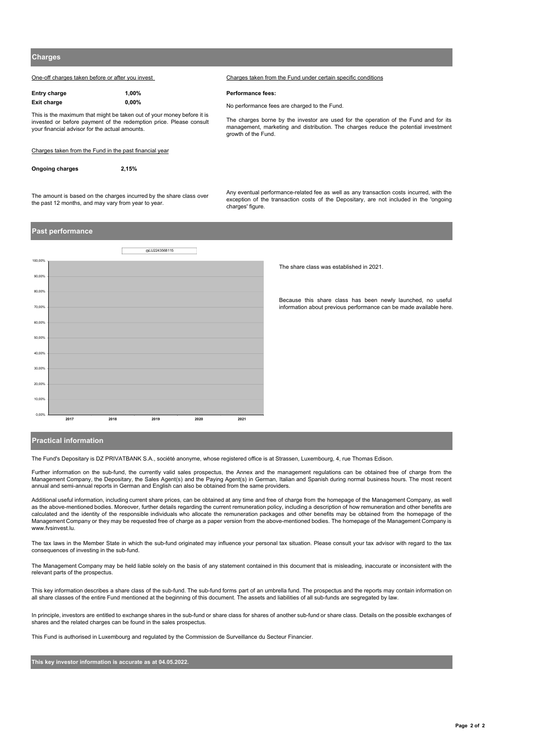## Charges

One-off charges taken before or after you invest

**Entry charge** **1,00%**
**Exit charge** **0,00%**

This is the maximum that might be taken out of your money before it is invested or before payment of the redemption price. Please consult your financial advisor for the actual amounts.

Charges taken from the Fund in the past financial year

**Ongoing charges** **2,15%**

The amount is based on the charges incurred by the share class over the past 12 months, and may vary from year to year.

Charges taken from the Fund under certain specific conditions

**Performance fees:**

No performance fees are charged to the Fund.

The charges borne by the investor are used for the operation of the Fund and for its management, marketing and distribution. The charges reduce the potential investment growth of the Fund.

Any eventual performance-related fee as well as any transaction costs incurred, with the exception of the transaction costs of the Depositary, are not included in the 'ongoing charges' figure.

## Past performance

LU2243568115

100,00%
90,00%
80,00%
70,00%
60,00%
50,00%
40,00%
30,00%
20,00%
10,00%
0,00%

2017 2018 2019 2020 2021

The share class was established in 2021.

Because this share class has been newly launched, no useful information about previous performance can be made available here.

## Practical information

The Fund's Depositary is DZ PRIVATBANK S.A., société anonyme, whose registered office is at Strassen, Luxembourg, 4, rue Thomas Edison.

Further information on the sub-fund, the currently valid sales prospectus, the Annex and the management regulations can be obtained free of charge from the Management Company, the Depositary, the Sales Agent(s) and the Paying Agent(s) in German, Italian and Spanish during normal business hours. The most recent annual and semi-annual reports in German and English can also be obtained from the same providers.

Additional useful information, including current share prices, can be obtained at any time and free of charge from the homepage of the Management Company, as well as the above-mentioned bodies. Moreover, further details regarding the current remuneration policy, including a description of how remuneration and other benefits are calculated and the identity of the responsible individuals who allocate the remuneration packages and other benefits may be obtained from the homepage of the Management Company or they may be requested free of charge as a paper version from the above-mentioned bodies. The homepage of the Management Company is www.fvsinvest.lu.

The tax laws in the Member State in which the sub-fund originated may influence your personal tax situation. Please consult your tax advisor with regard to the tax consequences of investing in the sub-fund.

The Management Company may be held liable solely on the basis of any statement contained in this document that is misleading, inaccurate or inconsistent with the relevant parts of the prospectus.

This key information describes a share class of the sub-fund. The sub-fund forms part of an umbrella fund. The prospectus and the reports may contain information on all share classes of the entire Fund mentioned at the beginning of this document. The assets and liabilities of all sub-funds are segregated by law.

In principle, investors are entitled to exchange shares in the sub-fund or share class for shares of another sub-fund or share class. Details on the possible exchanges of shares and the related charges can be found in the sales prospectus.

This Fund is authorised in Luxembourg and regulated by the Commission de Surveillance du Secteur Financier.

**This key investor information is accurate as at 04.05.2022.**